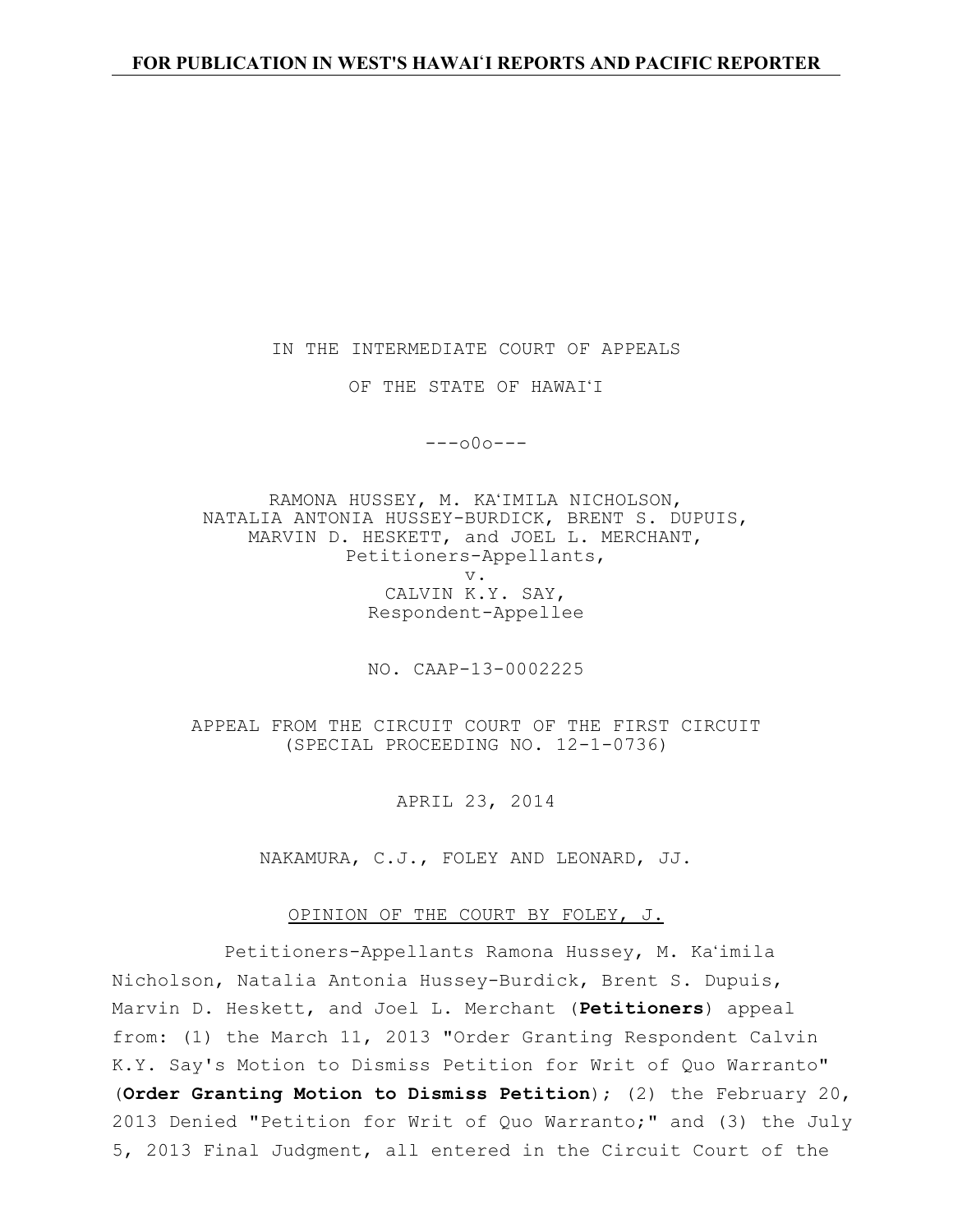**FOR PUBLICATION IN WEST'S HAWAIʻI REPORTS AND PACIFIC REPORTER**

IN THE INTERMEDIATE COURT OF APPEALS

OF THE STATE OF HAWAIʻI

---o0o---

RAMONA HUSSEY, M. KAʻIMILA NICHOLSON,
NATALIA ANTONIA HUSSEY-BURDICK, BRENT S. DUPUIS,
MARVIN D. HESKETT, and JOEL L. MERCHANT,
Petitioners-Appellants,
v.
CALVIN K.Y. SAY,
Respondent-Appellee

NO. CAAP-13-0002225

APPEAL FROM THE CIRCUIT COURT OF THE FIRST CIRCUIT
(SPECIAL PROCEEDING NO. 12-1-0736)

APRIL 23, 2014

NAKAMURA, C.J., FOLEY AND LEONARD, JJ.

OPINION OF THE COURT BY FOLEY, J.

Petitioners-Appellants Ramona Hussey, M. Kaʻimila Nicholson, Natalia Antonia Hussey-Burdick, Brent S. Dupuis, Marvin D. Heskett, and Joel L. Merchant (**Petitioners**) appeal from: (1) the March 11, 2013 "Order Granting Respondent Calvin K.Y. Say's Motion to Dismiss Petition for Writ of Quo Warranto" (**Order Granting Motion to Dismiss Petition**); (2) the February 20, 2013 Denied "Petition for Writ of Quo Warranto;" and (3) the July 5, 2013 Final Judgment, all entered in the Circuit Court of the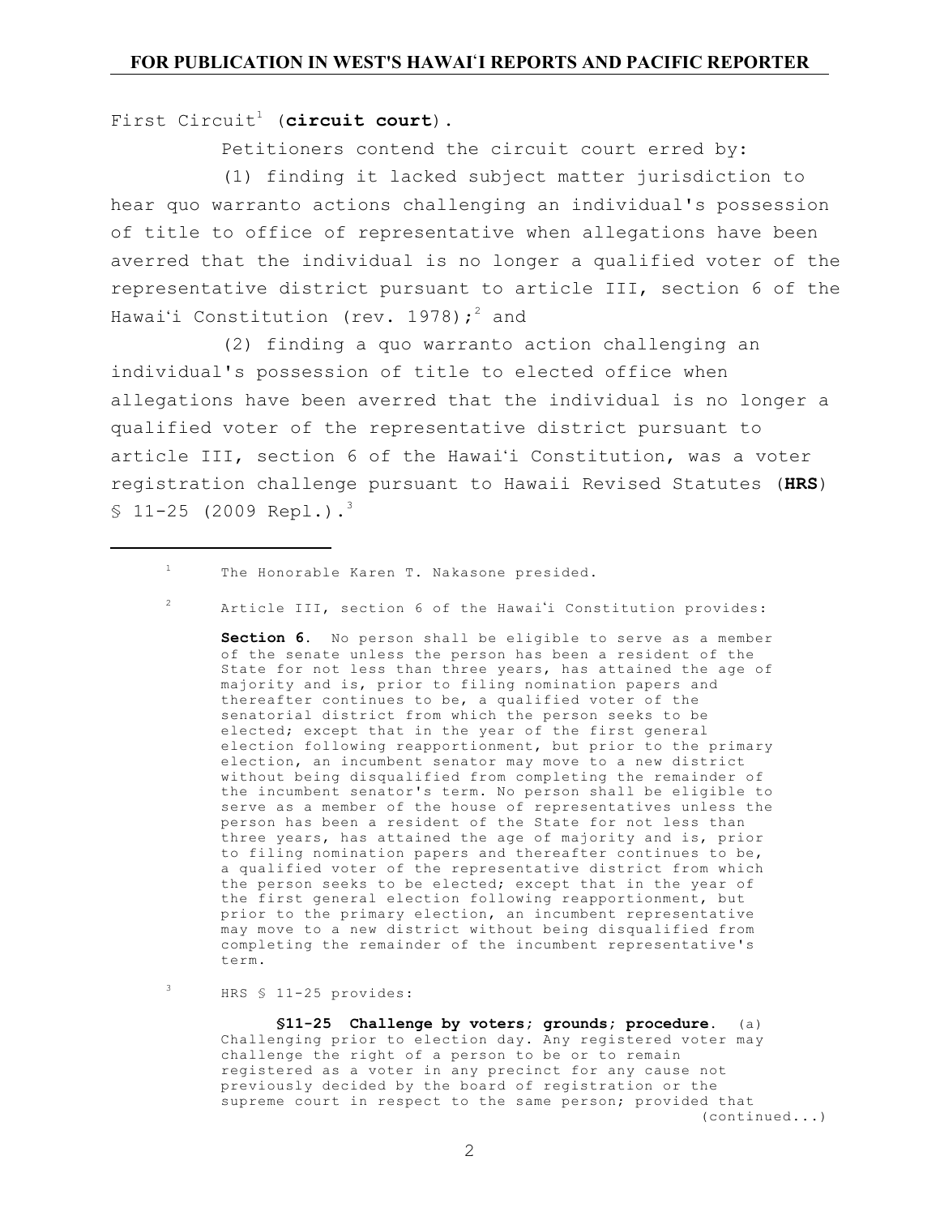First Circuit[1] (**circuit court**).

Petitioners contend the circuit court erred by:

(1) finding it lacked subject matter jurisdiction to hear quo warranto actions challenging an individual's possession of title to office of representative when allegations have been averred that the individual is no longer a qualified voter of the representative district pursuant to article III, section 6 of the Hawaiʻi Constitution (rev. 1978);[2] and

(2) finding a quo warranto action challenging an individual's possession of title to elected office when allegations have been averred that the individual is no longer a qualified voter of the representative district pursuant to article III, section 6 of the Hawaiʻi Constitution, was a voter registration challenge pursuant to Hawaii Revised Statutes (**HRS**) § 11-25 (2009 Repl.).[3]

---

[1] The Honorable Karen T. Nakasone presided.

[2] Article III, section 6 of the Hawaiʻi Constitution provides:

> **Section 6.** No person shall be eligible to serve as a member of the senate unless the person has been a resident of the State for not less than three years, has attained the age of majority and is, prior to filing nomination papers and thereafter continues to be, a qualified voter of the senatorial district from which the person seeks to be elected; except that in the year of the first general election following reapportionment, but prior to the primary election, an incumbent senator may move to a new district without being disqualified from completing the remainder of the incumbent senator's term. No person shall be eligible to serve as a member of the house of representatives unless the person has been a resident of the State for not less than three years, has attained the age of majority and is, prior to filing nomination papers and thereafter continues to be, a qualified voter of the representative district from which the person seeks to be elected; except that in the year of the first general election following reapportionment, but prior to the primary election, an incumbent representative may move to a new district without being disqualified from completing the remainder of the incumbent representative's term.

[3] HRS § 11-25 provides:

> **§11-25 Challenge by voters; grounds; procedure.** (a) Challenging prior to election day. Any registered voter may challenge the right of a person to be or to remain registered as a voter in any precinct for any cause not previously decided by the board of registration or the supreme court in respect to the same person; provided that

(continued...)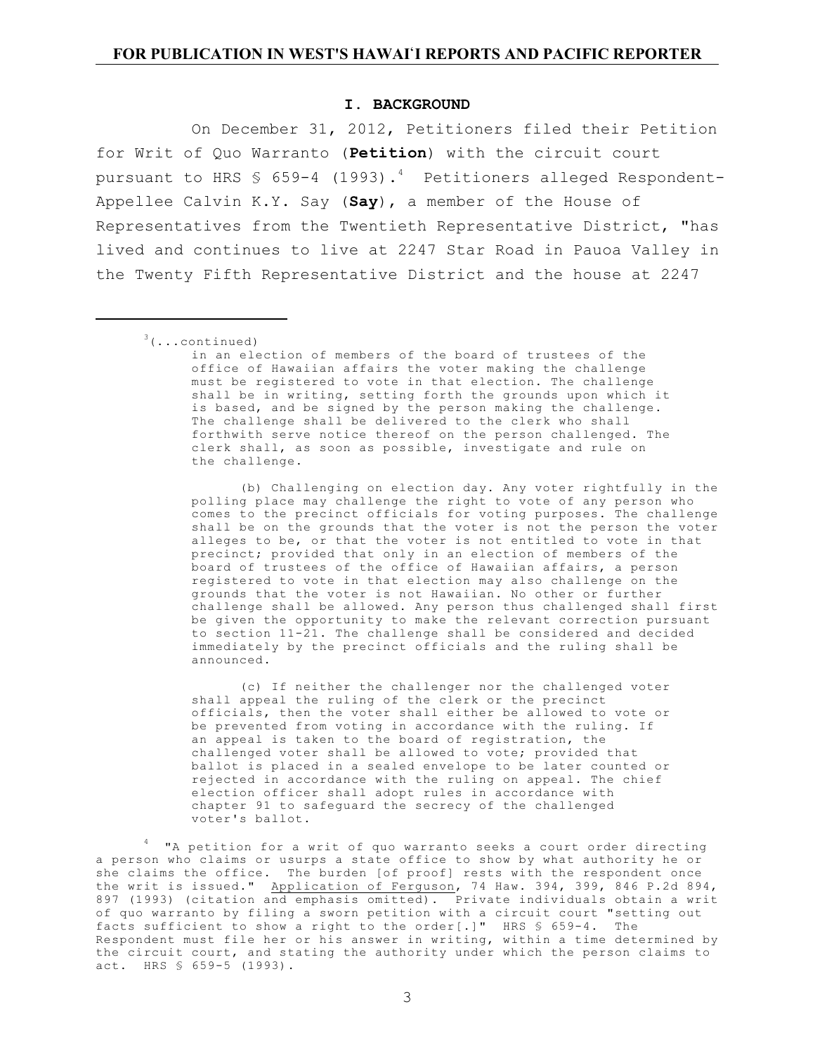## I. BACKGROUND

On December 31, 2012, Petitioners filed their Petition for Writ of Quo Warranto (**Petition**) with the circuit court pursuant to HRS § 659-4 (1993).[4] Petitioners alleged Respondent-Appellee Calvin K.Y. Say (**Say**), a member of the House of Representatives from the Twentieth Representative District, "has lived and continues to live at 2247 Star Road in Pauoa Valley in the Twenty Fifth Representative District and the house at 2247

---

[3](...continued)

> in an election of members of the board of trustees of the office of Hawaiian affairs the voter making the challenge must be registered to vote in that election. The challenge shall be in writing, setting forth the grounds upon which it is based, and be signed by the person making the challenge. The challenge shall be delivered to the clerk who shall forthwith serve notice thereof on the person challenged. The clerk shall, as soon as possible, investigate and rule on the challenge.
>
> (b) Challenging on election day. Any voter rightfully in the polling place may challenge the right to vote of any person who comes to the precinct officials for voting purposes. The challenge shall be on the grounds that the voter is not the person the voter alleges to be, or that the voter is not entitled to vote in that precinct; provided that only in an election of members of the board of trustees of the office of Hawaiian affairs, a person registered to vote in that election may also challenge on the grounds that the voter is not Hawaiian. No other or further challenge shall be allowed. Any person thus challenged shall first be given the opportunity to make the relevant correction pursuant to section 11-21. The challenge shall be considered and decided immediately by the precinct officials and the ruling shall be announced.
>
> (c) If neither the challenger nor the challenged voter shall appeal the ruling of the clerk or the precinct officials, then the voter shall either be allowed to vote or be prevented from voting in accordance with the ruling. If an appeal is taken to the board of registration, the challenged voter shall be allowed to vote; provided that ballot is placed in a sealed envelope to be later counted or rejected in accordance with the ruling on appeal. The chief election officer shall adopt rules in accordance with chapter 91 to safeguard the secrecy of the challenged voter's ballot.

[4] "A petition for a writ of quo warranto seeks a court order directing a person who claims or usurps a state office to show by what authority he or she claims the office. The burden [of proof] rests with the respondent once the writ is issued." Application of Ferguson, 74 Haw. 394, 399, 846 P.2d 894, 897 (1993) (citation and emphasis omitted). Private individuals obtain a writ of quo warranto by filing a sworn petition with a circuit court "setting out facts sufficient to show a right to the order[.]" HRS § 659-4. The Respondent must file her or his answer in writing, within a time determined by the circuit court, and stating the authority under which the person claims to act. HRS § 659-5 (1993).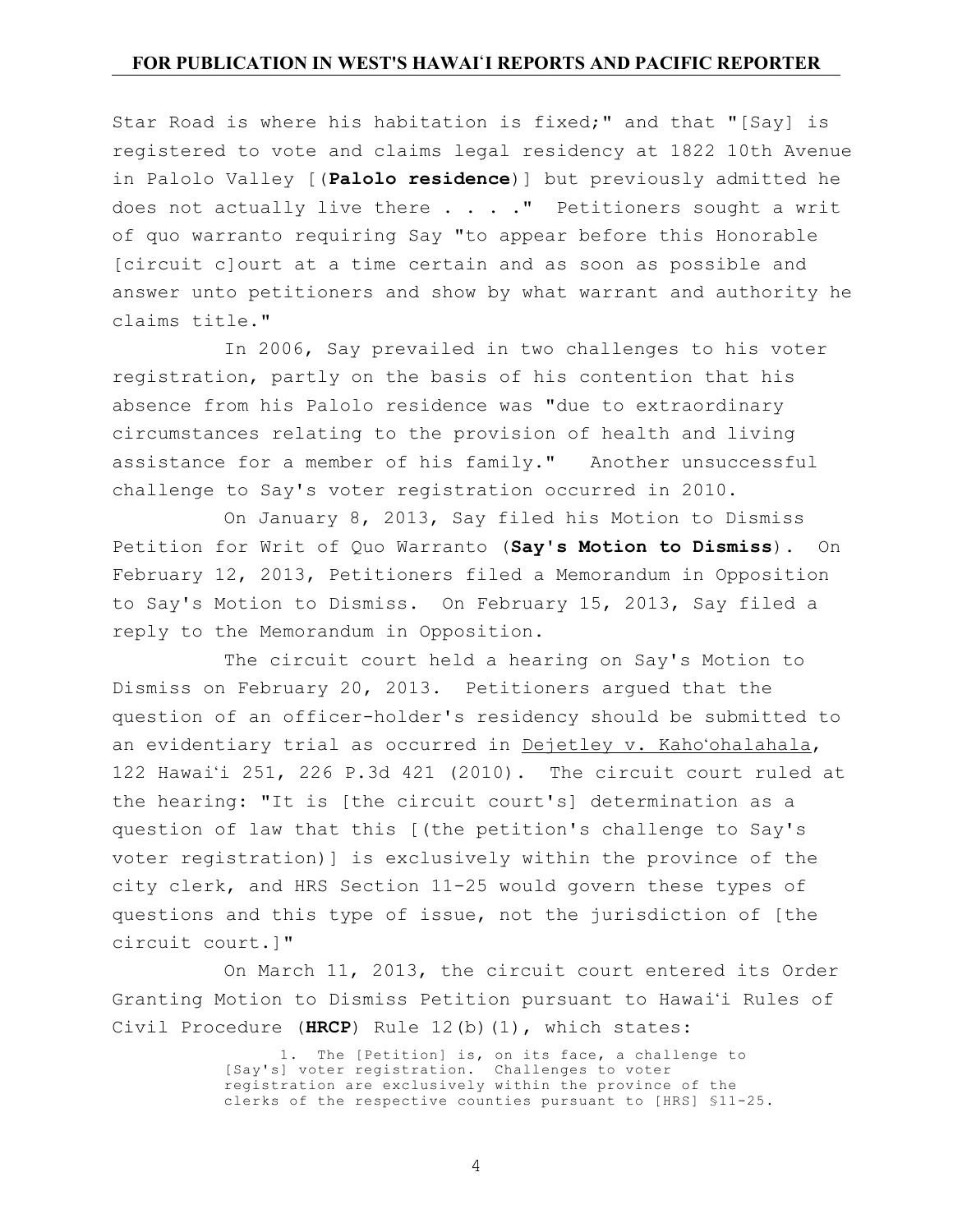Star Road is where his habitation is fixed;" and that "[Say] is registered to vote and claims legal residency at 1822 10th Avenue in Palolo Valley [(**Palolo residence**)] but previously admitted he does not actually live there . . . ." Petitioners sought a writ of quo warranto requiring Say "to appear before this Honorable [circuit c]ourt at a time certain and as soon as possible and answer unto petitioners and show by what warrant and authority he claims title."

In 2006, Say prevailed in two challenges to his voter registration, partly on the basis of his contention that his absence from his Palolo residence was "due to extraordinary circumstances relating to the provision of health and living assistance for a member of his family." Another unsuccessful challenge to Say's voter registration occurred in 2010.

On January 8, 2013, Say filed his Motion to Dismiss Petition for Writ of Quo Warranto (**Say's Motion to Dismiss**). On February 12, 2013, Petitioners filed a Memorandum in Opposition to Say's Motion to Dismiss. On February 15, 2013, Say filed a reply to the Memorandum in Opposition.

The circuit court held a hearing on Say's Motion to Dismiss on February 20, 2013. Petitioners argued that the question of an officer-holder's residency should be submitted to an evidentiary trial as occurred in Dejetley v. Kahoʻohalahala, 122 Hawaiʻi 251, 226 P.3d 421 (2010). The circuit court ruled at the hearing: "It is [the circuit court's] determination as a question of law that this [(the petition's challenge to Say's voter registration)] is exclusively within the province of the city clerk, and HRS Section 11-25 would govern these types of questions and this type of issue, not the jurisdiction of [the circuit court.]"

On March 11, 2013, the circuit court entered its Order Granting Motion to Dismiss Petition pursuant to Hawaiʻi Rules of Civil Procedure (**HRCP**) Rule 12(b)(1), which states:

> 1. The [Petition] is, on its face, a challenge to [Say's] voter registration. Challenges to voter registration are exclusively within the province of the clerks of the respective counties pursuant to [HRS] §11-25.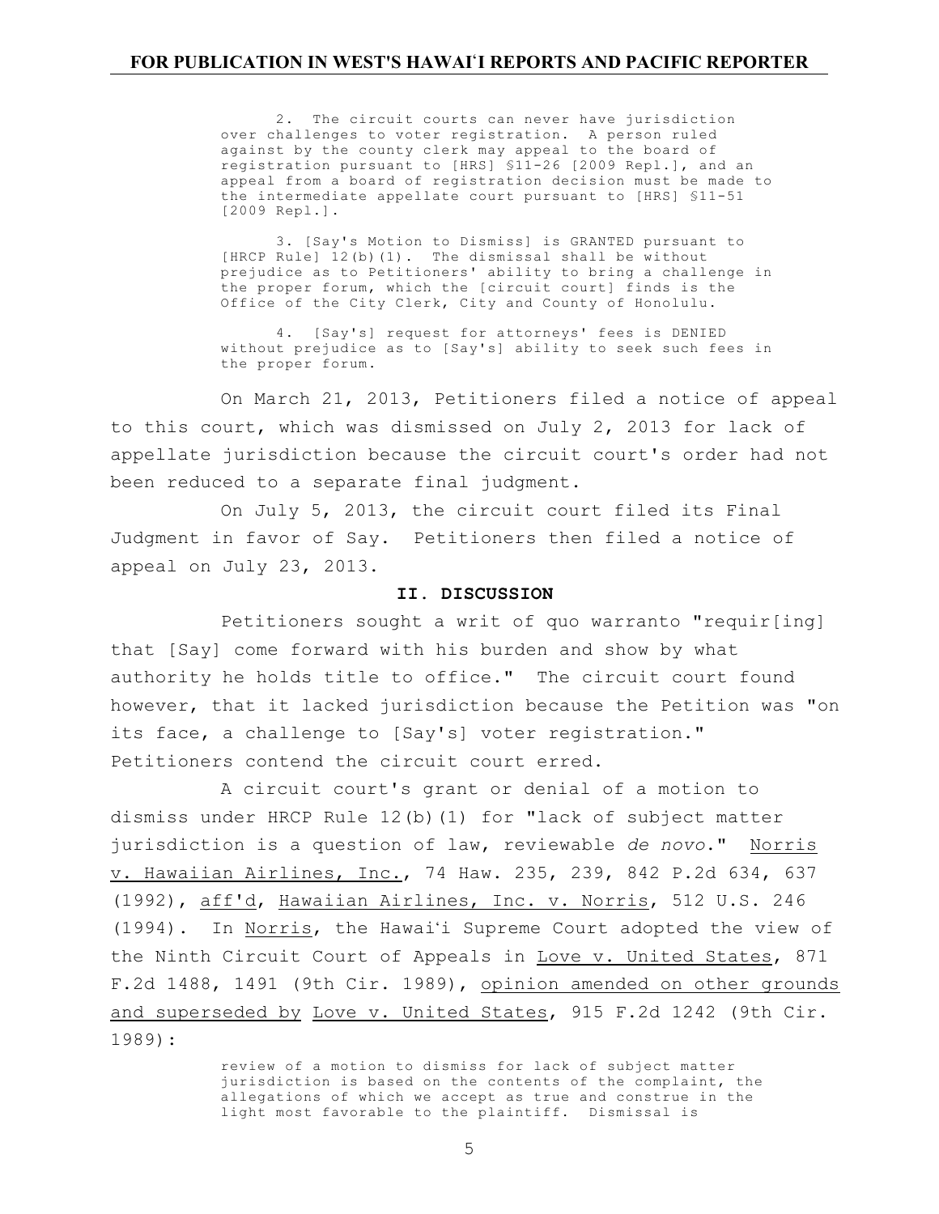> 2. The circuit courts can never have jurisdiction over challenges to voter registration. A person ruled against by the county clerk may appeal to the board of registration pursuant to [HRS] §11-26 [2009 Repl.], and an appeal from a board of registration decision must be made to the intermediate appellate court pursuant to [HRS] §11-51 [2009 Repl.].
>
> 3. [Say's Motion to Dismiss] is GRANTED pursuant to [HRCP Rule] 12(b)(1). The dismissal shall be without prejudice as to Petitioners' ability to bring a challenge in the proper forum, which the [circuit court] finds is the Office of the City Clerk, City and County of Honolulu.
>
> 4. [Say's] request for attorneys' fees is DENIED without prejudice as to [Say's] ability to seek such fees in the proper forum.

On March 21, 2013, Petitioners filed a notice of appeal to this court, which was dismissed on July 2, 2013 for lack of appellate jurisdiction because the circuit court's order had not been reduced to a separate final judgment.

On July 5, 2013, the circuit court filed its Final Judgment in favor of Say. Petitioners then filed a notice of appeal on July 23, 2013.

## II. DISCUSSION

Petitioners sought a writ of quo warranto "requir[ing] that [Say] come forward with his burden and show by what authority he holds title to office." The circuit court found however, that it lacked jurisdiction because the Petition was "on its face, a challenge to [Say's] voter registration." Petitioners contend the circuit court erred.

A circuit court's grant or denial of a motion to dismiss under HRCP Rule 12(b)(1) for "lack of subject matter jurisdiction is a question of law, reviewable *de novo*." Norris v. Hawaiian Airlines, Inc., 74 Haw. 235, 239, 842 P.2d 634, 637 (1992), aff'd, Hawaiian Airlines, Inc. v. Norris, 512 U.S. 246 (1994). In Norris, the Hawai'i Supreme Court adopted the view of the Ninth Circuit Court of Appeals in Love v. United States, 871 F.2d 1488, 1491 (9th Cir. 1989), opinion amended on other grounds and superseded by Love v. United States, 915 F.2d 1242 (9th Cir. 1989):

> review of a motion to dismiss for lack of subject matter jurisdiction is based on the contents of the complaint, the allegations of which we accept as true and construe in the light most favorable to the plaintiff. Dismissal is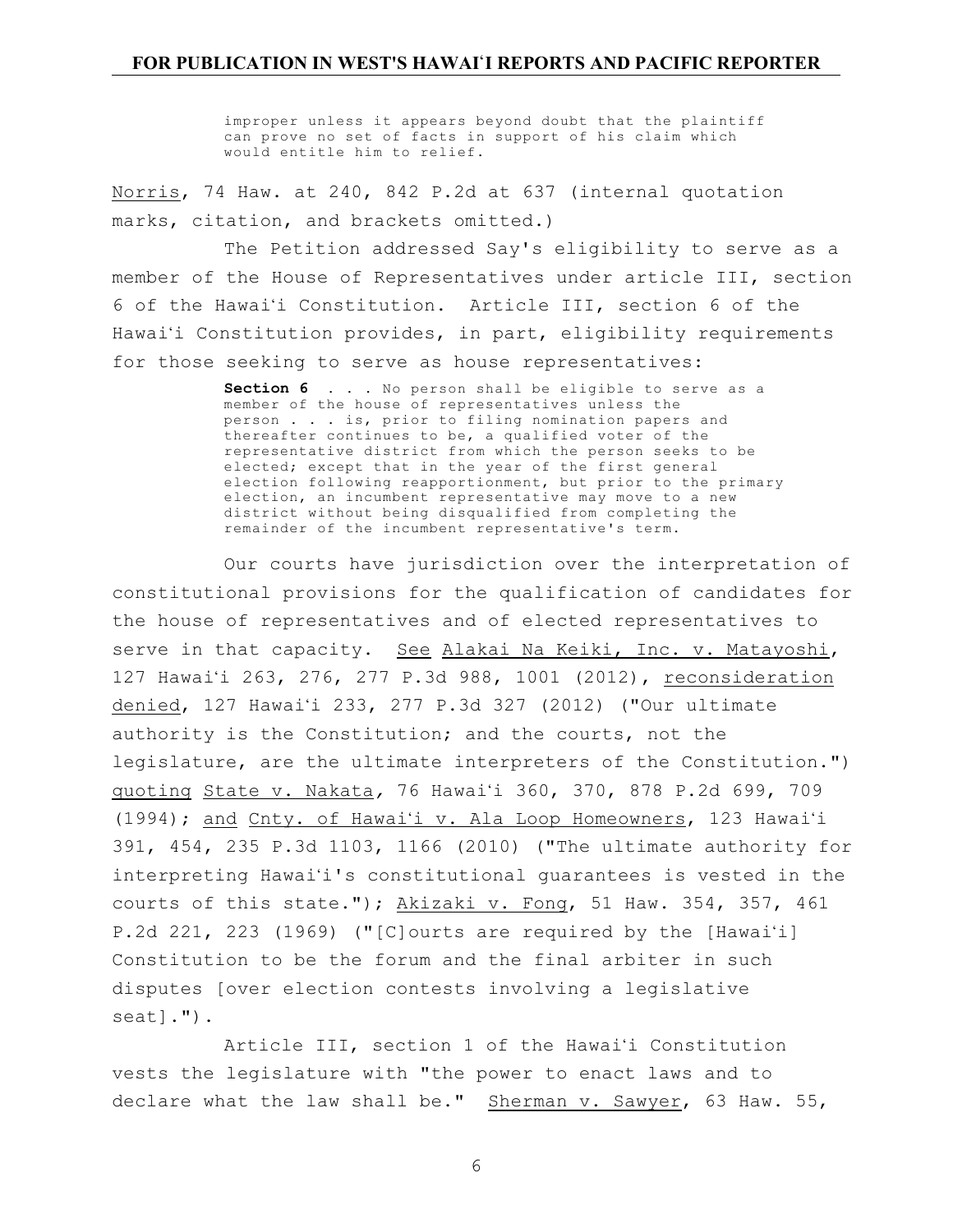> improper unless it appears beyond doubt that the plaintiff can prove no set of facts in support of his claim which would entitle him to relief.

Norris, 74 Haw. at 240, 842 P.2d at 637 (internal quotation marks, citation, and brackets omitted.)

The Petition addressed Say's eligibility to serve as a member of the House of Representatives under article III, section 6 of the Hawaiʻi Constitution. Article III, section 6 of the Hawaiʻi Constitution provides, in part, eligibility requirements for those seeking to serve as house representatives:

> **Section 6** . . . No person shall be eligible to serve as a member of the house of representatives unless the person . . . is, prior to filing nomination papers and thereafter continues to be, a qualified voter of the representative district from which the person seeks to be elected; except that in the year of the first general election following reapportionment, but prior to the primary election, an incumbent representative may move to a new district without being disqualified from completing the remainder of the incumbent representative's term.

Our courts have jurisdiction over the interpretation of constitutional provisions for the qualification of candidates for the house of representatives and of elected representatives to serve in that capacity. See Alakai Na Keiki, Inc. v. Matayoshi, 127 Hawaiʻi 263, 276, 277 P.3d 988, 1001 (2012), reconsideration denied, 127 Hawaiʻi 233, 277 P.3d 327 (2012) ("Our ultimate authority is the Constitution; and the courts, not the legislature, are the ultimate interpreters of the Constitution.") quoting State v. Nakata, 76 Hawaiʻi 360, 370, 878 P.2d 699, 709 (1994); and Cnty. of Hawaiʻi v. Ala Loop Homeowners, 123 Hawaiʻi 391, 454, 235 P.3d 1103, 1166 (2010) ("The ultimate authority for interpreting Hawaiʻi's constitutional guarantees is vested in the courts of this state."); Akizaki v. Fong, 51 Haw. 354, 357, 461 P.2d 221, 223 (1969) ("[C]ourts are required by the [Hawaiʻi] Constitution to be the forum and the final arbiter in such disputes [over election contests involving a legislative seat].").

Article III, section 1 of the Hawaiʻi Constitution vests the legislature with "the power to enact laws and to declare what the law shall be." Sherman v. Sawyer, 63 Haw. 55,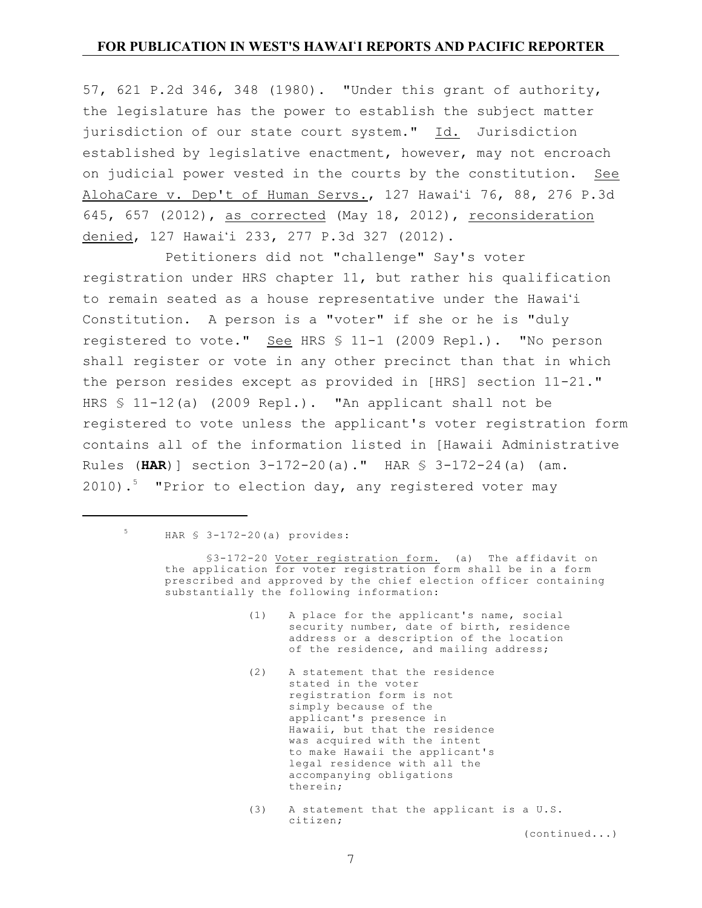57, 621 P.2d 346, 348 (1980). "Under this grant of authority, the legislature has the power to establish the subject matter jurisdiction of our state court system." Id. Jurisdiction established by legislative enactment, however, may not encroach on judicial power vested in the courts by the constitution. See AlohaCare v. Dep't of Human Servs., 127 Hawaiʻi 76, 88, 276 P.3d 645, 657 (2012), as corrected (May 18, 2012), reconsideration denied, 127 Hawaiʻi 233, 277 P.3d 327 (2012).

Petitioners did not "challenge" Say's voter registration under HRS chapter 11, but rather his qualification to remain seated as a house representative under the Hawaiʻi Constitution. A person is a "voter" if she or he is "duly registered to vote." See HRS § 11-1 (2009 Repl.). "No person shall register or vote in any other precinct than that in which the person resides except as provided in [HRS] section 11-21." HRS § 11-12(a) (2009 Repl.). "An applicant shall not be registered to vote unless the applicant's voter registration form contains all of the information listed in [Hawaii Administrative Rules (**HAR**)] section 3-172-20(a)." HAR § 3-172-24(a) (am. 2010).[5] "Prior to election day, any registered voter may

---

[5] HAR § 3-172-20(a) provides:

> §3-172-20 Voter registration form. (a) The affidavit on the application for voter registration form shall be in a form prescribed and approved by the chief election officer containing substantially the following information:
>
> (1) A place for the applicant's name, social security number, date of birth, residence address or a description of the location of the residence, and mailing address;
>
> (2) A statement that the residence stated in the voter registration form is not simply because of the applicant's presence in Hawaii, but that the residence was acquired with the intent to make Hawaii the applicant's legal residence with all the accompanying obligations therein;
>
> (3) A statement that the applicant is a U.S. citizen;

(continued...)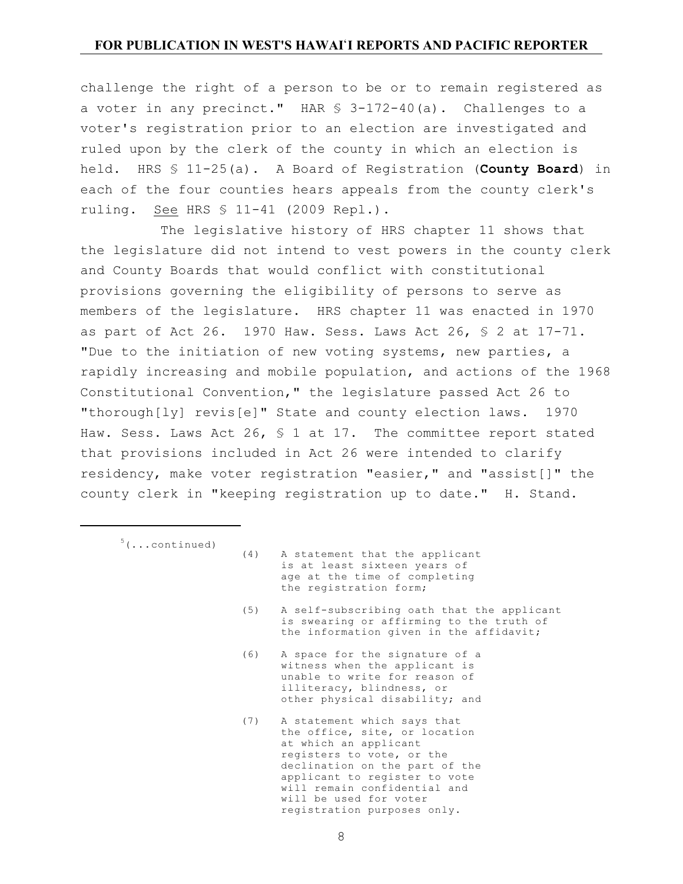challenge the right of a person to be or to remain registered as a voter in any precinct." HAR § 3-172-40(a). Challenges to a voter's registration prior to an election are investigated and ruled upon by the clerk of the county in which an election is held. HRS § 11-25(a). A Board of Registration (**County Board**) in each of the four counties hears appeals from the county clerk's ruling. See HRS § 11-41 (2009 Repl.).

The legislative history of HRS chapter 11 shows that the legislature did not intend to vest powers in the county clerk and County Boards that would conflict with constitutional provisions governing the eligibility of persons to serve as members of the legislature. HRS chapter 11 was enacted in 1970 as part of Act 26. 1970 Haw. Sess. Laws Act 26, § 2 at 17-71. "Due to the initiation of new voting systems, new parties, a rapidly increasing and mobile population, and actions of the 1968 Constitutional Convention," the legislature passed Act 26 to "thorough[ly] revis[e]" State and county election laws. 1970 Haw. Sess. Laws Act 26, § 1 at 17. The committee report stated that provisions included in Act 26 were intended to clarify residency, make voter registration "easier," and "assist[]" the county clerk in "keeping registration up to date." H. Stand.

---

[5](...continued)

(4) A statement that the applicant is at least sixteen years of age at the time of completing the registration form;

(5) A self-subscribing oath that the applicant is swearing or affirming to the truth of the information given in the affidavit;

(6) A space for the signature of a witness when the applicant is unable to write for reason of illiteracy, blindness, or other physical disability; and

(7) A statement which says that the office, site, or location at which an applicant registers to vote, or the declination on the part of the applicant to register to vote will remain confidential and will be used for voter registration purposes only.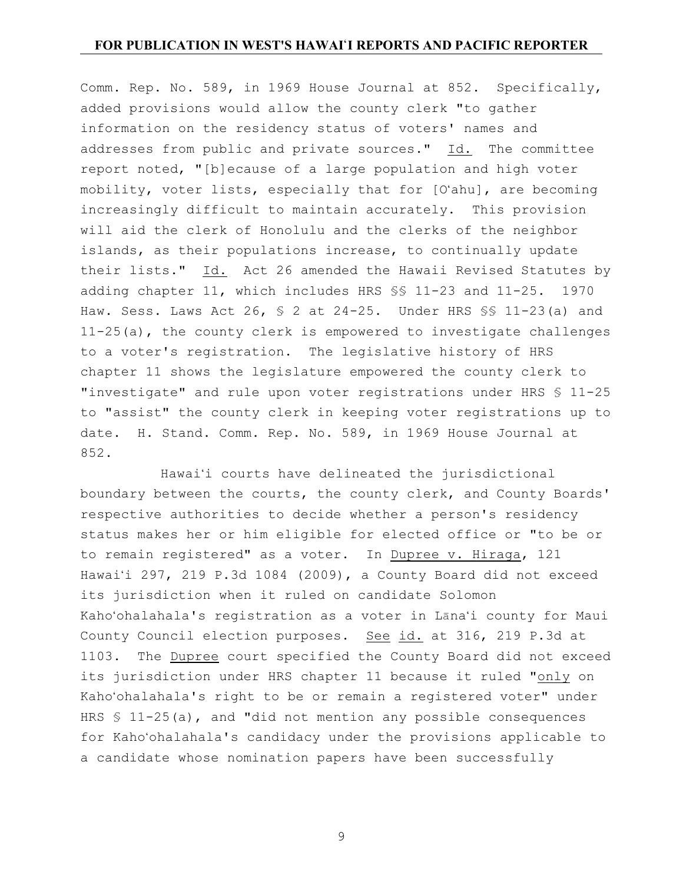Comm. Rep. No. 589, in 1969 House Journal at 852. Specifically, added provisions would allow the county clerk "to gather information on the residency status of voters' names and addresses from public and private sources." Id. The committee report noted, "[b]ecause of a large population and high voter mobility, voter lists, especially that for [Oʻahu], are becoming increasingly difficult to maintain accurately. This provision will aid the clerk of Honolulu and the clerks of the neighbor islands, as their populations increase, to continually update their lists." Id. Act 26 amended the Hawaii Revised Statutes by adding chapter 11, which includes HRS §§ 11-23 and 11-25. 1970 Haw. Sess. Laws Act 26, § 2 at 24-25. Under HRS §§ 11-23(a) and 11-25(a), the county clerk is empowered to investigate challenges to a voter's registration. The legislative history of HRS chapter 11 shows the legislature empowered the county clerk to "investigate" and rule upon voter registrations under HRS § 11-25 to "assist" the county clerk in keeping voter registrations up to date. H. Stand. Comm. Rep. No. 589, in 1969 House Journal at 852.

Hawaiʻi courts have delineated the jurisdictional boundary between the courts, the county clerk, and County Boards' respective authorities to decide whether a person's residency status makes her or him eligible for elected office or "to be or to remain registered" as a voter. In Dupree v. Hiraga, 121 Hawaiʻi 297, 219 P.3d 1084 (2009), a County Board did not exceed its jurisdiction when it ruled on candidate Solomon Kahoʻohalahala's registration as a voter in Lānaʻi county for Maui County Council election purposes. See id. at 316, 219 P.3d at 1103. The Dupree court specified the County Board did not exceed its jurisdiction under HRS chapter 11 because it ruled "only on Kahoʻohalahala's right to be or remain a registered voter" under HRS § 11-25(a), and "did not mention any possible consequences for Kahoʻohalahala's candidacy under the provisions applicable to a candidate whose nomination papers have been successfully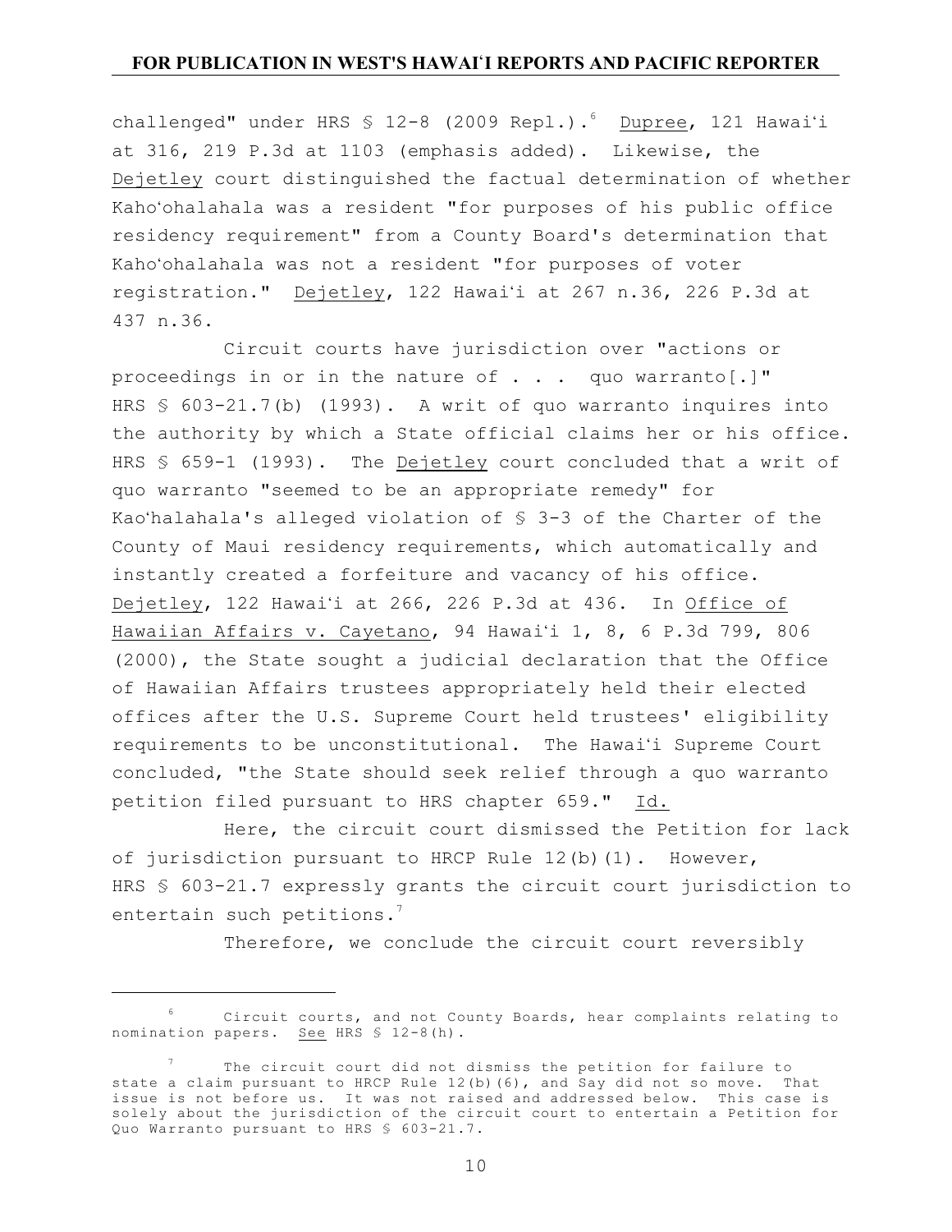challenged" under HRS § 12-8 (2009 Repl.).[6] Dupree, 121 Hawaiʻi at 316, 219 P.3d at 1103 (emphasis added). Likewise, the Dejetley court distinguished the factual determination of whether Kahoʻohalahala was a resident "for purposes of his public office residency requirement" from a County Board's determination that Kahoʻohalahala was not a resident "for purposes of voter registration." Dejetley, 122 Hawaiʻi at 267 n.36, 226 P.3d at 437 n.36.

Circuit courts have jurisdiction over "actions or proceedings in or in the nature of . . . quo warranto[.]" HRS § 603-21.7(b) (1993). A writ of quo warranto inquires into the authority by which a State official claims her or his office. HRS § 659-1 (1993). The Dejetley court concluded that a writ of quo warranto "seemed to be an appropriate remedy" for Kaoʻhalahala's alleged violation of § 3-3 of the Charter of the County of Maui residency requirements, which automatically and instantly created a forfeiture and vacancy of his office. Dejetley, 122 Hawaiʻi at 266, 226 P.3d at 436. In Office of Hawaiian Affairs v. Cayetano, 94 Hawaiʻi 1, 8, 6 P.3d 799, 806 (2000), the State sought a judicial declaration that the Office of Hawaiian Affairs trustees appropriately held their elected offices after the U.S. Supreme Court held trustees' eligibility requirements to be unconstitutional. The Hawaiʻi Supreme Court concluded, "the State should seek relief through a quo warranto petition filed pursuant to HRS chapter 659." Id.

Here, the circuit court dismissed the Petition for lack of jurisdiction pursuant to HRCP Rule 12(b)(1). However, HRS § 603-21.7 expressly grants the circuit court jurisdiction to entertain such petitions.[7]

Therefore, we conclude the circuit court reversibly

---

[6] Circuit courts, and not County Boards, hear complaints relating to nomination papers. See HRS § 12-8(h).

[7] The circuit court did not dismiss the petition for failure to state a claim pursuant to HRCP Rule 12(b)(6), and Say did not so move. That issue is not before us. It was not raised and addressed below. This case is solely about the jurisdiction of the circuit court to entertain a Petition for Quo Warranto pursuant to HRS § 603-21.7.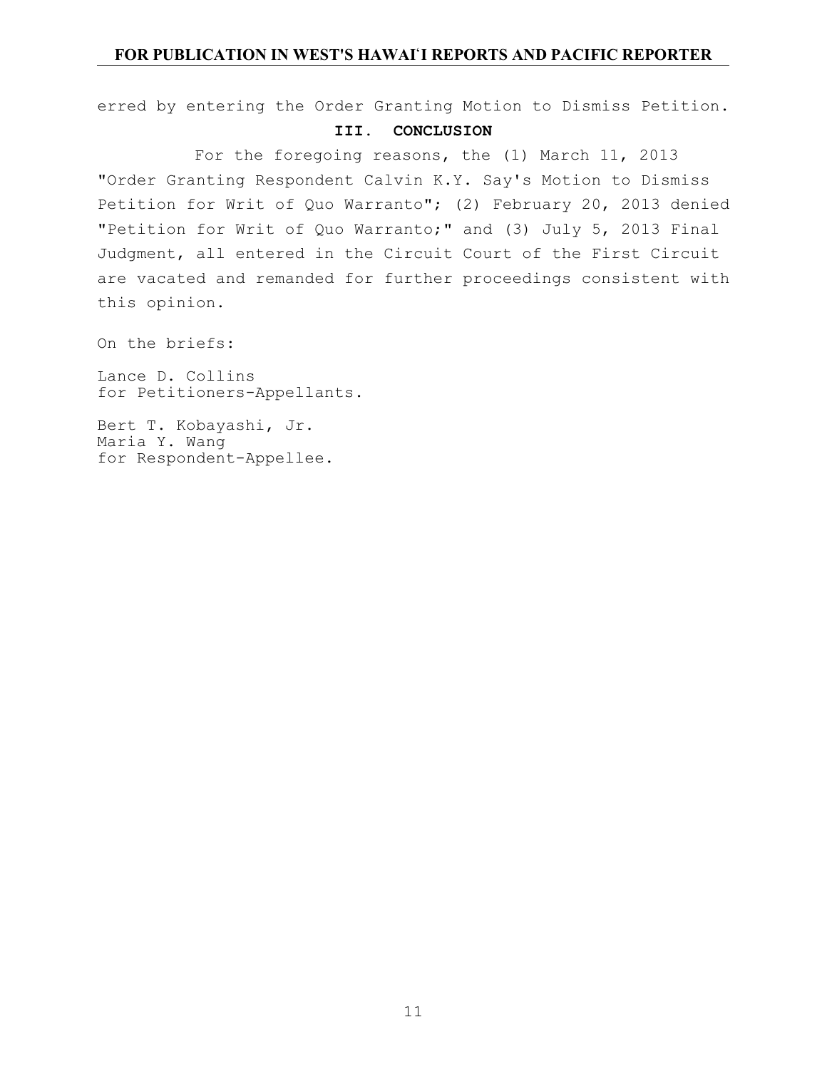erred by entering the Order Granting Motion to Dismiss Petition.

## III. CONCLUSION

For the foregoing reasons, the (1) March 11, 2013 "Order Granting Respondent Calvin K.Y. Say's Motion to Dismiss Petition for Writ of Quo Warranto"; (2) February 20, 2013 denied "Petition for Writ of Quo Warranto;" and (3) July 5, 2013 Final Judgment, all entered in the Circuit Court of the First Circuit are vacated and remanded for further proceedings consistent with this opinion.

On the briefs:

Lance D. Collins
for Petitioners-Appellants.

Bert T. Kobayashi, Jr.
Maria Y. Wang
for Respondent-Appellee.